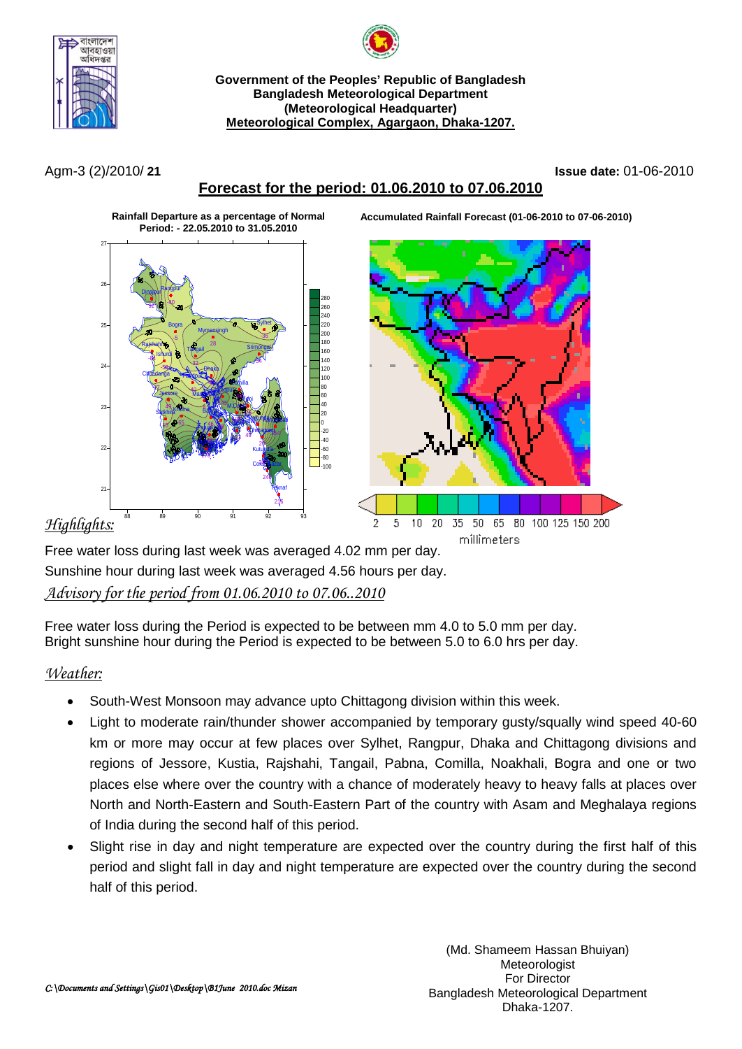**Government of the Peoples' Republic of Bangladesh**
**Bangladesh Meteorological Department**
**(Meteorological Headquarter)**
**Meteorological Complex, Agargaon, Dhaka-1207.**

Agm-3 (2)/2010/ **21** **Issue date:** 01-06-2010

## Forecast for the period: 01.06.2010 to 07.06.2010

**Rainfall Departure as a percentage of Normal**
**Period: - 22.05.2010 to 31.05.2010**

**Accumulated Rainfall Forecast (01-06-2010 to 07-06-2010)**

### *Highlights:*

Free water loss during last week was averaged 4.02 mm per day.
Sunshine hour during last week was averaged 4.56 hours per day.

### *Advisory for the period from 01.06.2010 to 07.06..2010*

Free water loss during the Period is expected to be between mm 4.0 to 5.0 mm per day.
Bright sunshine hour during the Period is expected to be between 5.0 to 6.0 hrs per day.

### *Weather:*

- South-West Monsoon may advance upto Chittagong division within this week.
- Light to moderate rain/thunder shower accompanied by temporary gusty/squally wind speed 40-60 km or more may occur at few places over Sylhet, Rangpur, Dhaka and Chittagong divisions and regions of Jessore, Kustia, Rajshahi, Tangail, Pabna, Comilla, Noakhali, Bogra and one or two places else where over the country with a chance of moderately heavy to heavy falls at places over North and North-Eastern and South-Eastern Part of the country with Asam and Meghalaya regions of India during the second half of this period.
- Slight rise in day and night temperature are expected over the country during the first half of this period and slight fall in day and night temperature are expected over the country during the second half of this period.

(Md. Shameem Hassan Bhuiyan)
Meteorologist
For Director
Bangladesh Meteorological Department
Dhaka-1207.

*C:\Documents and Settings\Gis01\Desktop\B1June 2010.doc Mizan*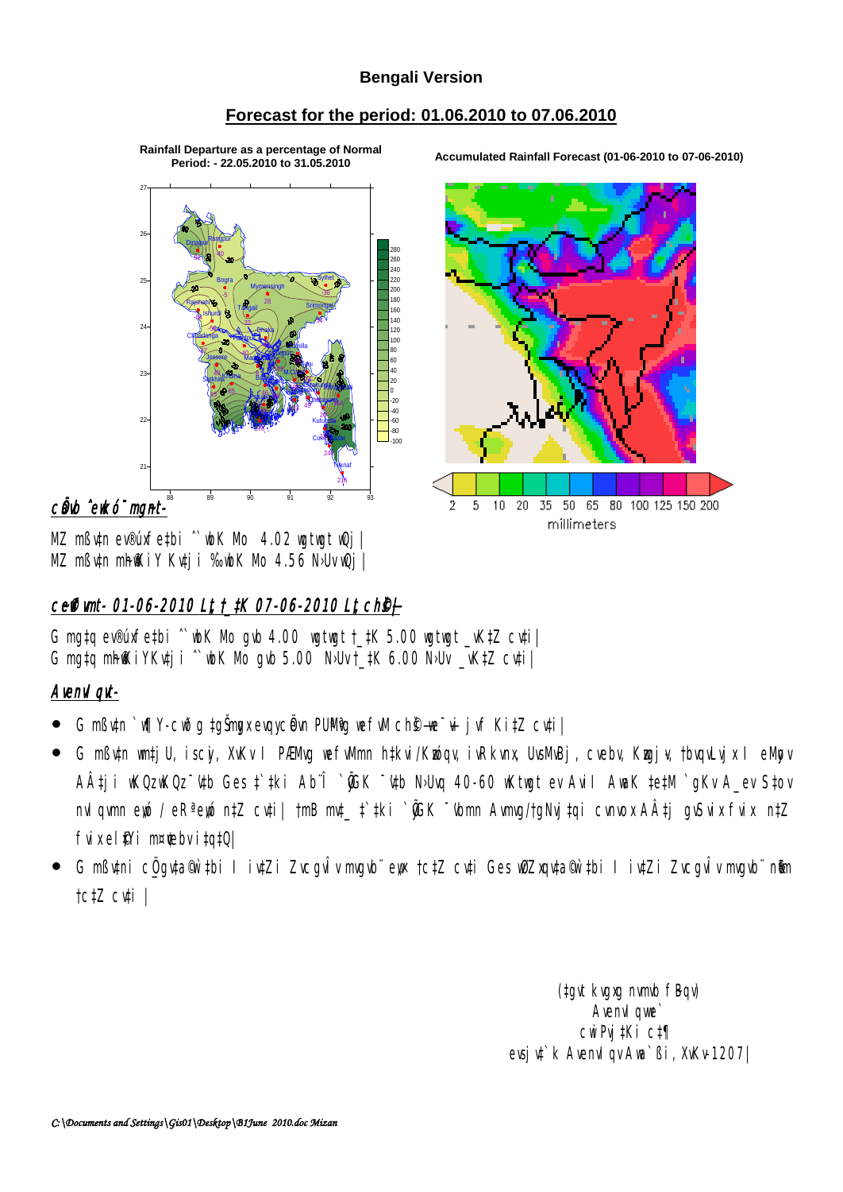### Bengali Version

## Forecast for the period: 01.06.2010 to 07.06.2010

**Rainfall Departure as a percentage of Normal**
**Period: - 22.05.2010 to 31.05.2010**

**Accumulated Rainfall Forecast (01-06-2010 to 07-06-2010)**

2 5 10 20 35 50 65 80 100 125 150 200
millimeters

**c×e© ^ewkó¨ mg~n-**

MZ mßv‡n ev®úxfe‡bi ^`wbK Mo 4.02 wgtwgt wQj|
MZ mßv‡n mh©w³iY Kv‡ji ^`wbK Mo 4.56 N›Uv wQj|

**ceÆvfvm- 01-06-2010 L¡t †\_‡K 07-06-2010 L¡t ch©š—**

G mg‡q ev®úxfe‡bi ^`wbK Mo gvb 4.00 wgtwgt †\_‡K 5.00 wgtwgt \_vK‡Z cv‡i|
G mg‡q mh©w³iYKv‡ji ^`wbK Mo gvb 5.00 N›Uv †\_‡K 6.00 N›Uv \_vK‡Z cv‡i|

**Avenvl qvt-**

- G mßv‡n `w¶Y-cwðg †gŠmygx evqycÖevn PÆMÖvg wefvM ch©š— we¯—¬vi jvf Ki‡Z cv‡i|
- G mßv‡n wm‡jU, iscyi, XvKv I PÆMÖvg wefvMmn †`‡ki /Kv‡iqv, iwRkvnx, UvsMvBj, cvebv, Kzwgj, †bvqvLvjxi eMÖv AÂ‡ji wKQzwKQz¯'v‡b Ges †`‡ki Ab¨Î `y'GK ¯'v‡b N›Uvq 40-60 wKtwgt ev Avil AwaK †e‡M `gKv A\_ev S‡ov nvIqvmn e„wó / eR«e„wó n‡Z cv‡i| †mB mv\_ ‡`‡ki `y'GK ¯'vbmn Avmvg/†gNvj‡qi cvnvox AÂ‡j gvSvix fvix n‡Z fvix eli©Y mn¨ebvi‡q‡Q|
- G mßv‡ni cÖ\_gv‡a©¨ †`‡ki I iv‡Zi ZvcgvÎv mvgvb¨ evo †c‡Z cv‡i Ges wØZxqv‡a©¨ †`‡ki I iv‡Zi ZvcgvÎv mvgvb¨ n«vm †c‡Z cv‡i|

(‡gvt kvgxg nvmvb fBqv)
Avenvl qwe`
cwiPvj‡Ki c‡¶
evsjv‡`k Avenvl qv Awa`ßi, XvKv-1207|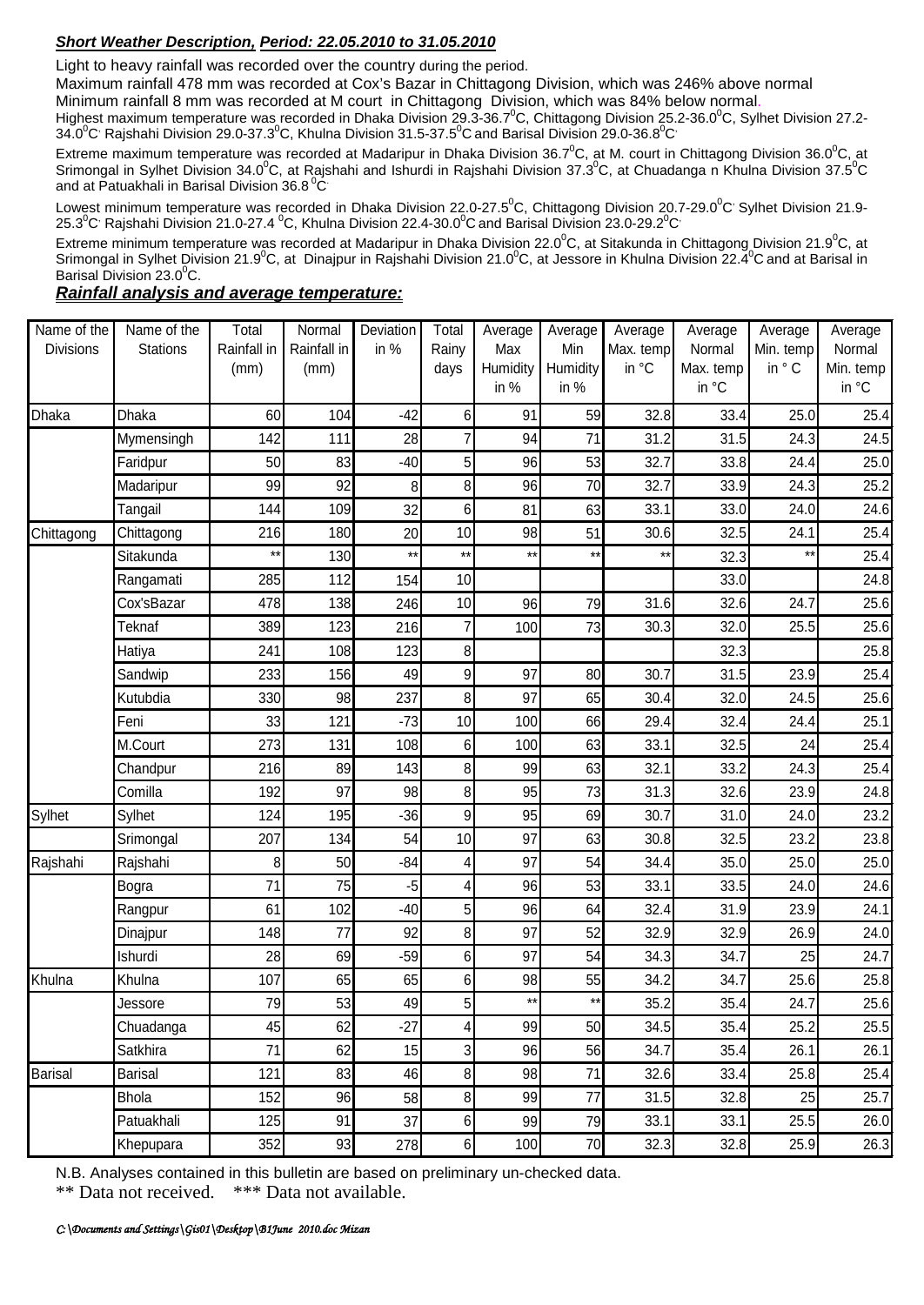***Short Weather Description, Period: 22.05.2010 to 31.05.2010***

Light to heavy rainfall was recorded over the country during the period.

Maximum rainfall 478 mm was recorded at Cox's Bazar in Chittagong Division, which was 246% above normal

Minimum rainfall 8 mm was recorded at M court in Chittagong Division, which was 84% below normal.

Highest maximum temperature was recorded in Dhaka Division 29.3-36.7$^0$C, Chittagong Division 25.2-36.0$^0$C, Sylhet Division 27.2-34.0$^0$C, Rajshahi Division 29.0-37.3$^0$C, Khulna Division 31.5-37.5$^0$C and Barisal Division 29.0-36.8$^0$C.

Extreme maximum temperature was recorded at Madaripur in Dhaka Division 36.7$^0$C, at M. court in Chittagong Division 36.0$^0$C, at Srimongal in Sylhet Division 34.0$^0$C, at Rajshahi and Ishurdi in Rajshahi Division 37.3$^0$C, at Chuadanga n Khulna Division 37.5$^0$C and at Patuakhali in Barisal Division 36.8 $^0$C.

Lowest minimum temperature was recorded in Dhaka Division 22.0-27.5$^0$C, Chittagong Division 20.7-29.0$^0$C, Sylhet Division 21.9-25.3$^0$C, Rajshahi Division 21.0-27.4 $^0$C, Khulna Division 22.4-30.0$^0$C and Barisal Division 23.0-29.2$^0$C.

Extreme minimum temperature was recorded at Madaripur in Dhaka Division 22.0$^0$C, at Sitakunda in Chittagong Division 21.9$^0$C, at Srimongal in Sylhet Division 21.9$^0$C, at Dinajpur in Rajshahi Division 21.0$^0$C, at Jessore in Khulna Division 22.4$^0$C and at Barisal in Barisal Division 23.0$^0$C.

***Rainfall analysis and average temperature:***

| Name of the Divisions | Name of the Stations | Total Rainfall in (mm) | Normal Rainfall in (mm) | Deviation in % | Total Rainy days | Average Max Humidity in % | Average Min Humidity in % | Average Max. temp in °C | Average Normal Max. temp in °C | Average Min. temp in ° C | Average Normal Min. temp in °C |
|---|---|---|---|---|---|---|---|---|---|---|---|
| Dhaka | Dhaka | 60 | 104 | -42 | 6 | 91 | 59 | 32.8 | 33.4 | 25.0 | 25.4 |
| | Mymensingh | 142 | 111 | 28 | 7 | 94 | 71 | 31.2 | 31.5 | 24.3 | 24.5 |
| | Faridpur | 50 | 83 | -40 | 5 | 96 | 53 | 32.7 | 33.8 | 24.4 | 25.0 |
| | Madaripur | 99 | 92 | 8 | 8 | 96 | 70 | 32.7 | 33.9 | 24.3 | 25.2 |
| | Tangail | 144 | 109 | 32 | 6 | 81 | 63 | 33.1 | 33.0 | 24.0 | 24.6 |
| Chittagong | Chittagong | 216 | 180 | 20 | 10 | 98 | 51 | 30.6 | 32.5 | 24.1 | 25.4 |
| | Sitakunda | ** | 130 | ** | ** | ** | ** | ** | 32.3 | ** | 25.4 |
| | Rangamati | 285 | 112 | 154 | 10 | | | | 33.0 | | 24.8 |
| | Cox'sBazar | 478 | 138 | 246 | 10 | 96 | 79 | 31.6 | 32.6 | 24.7 | 25.6 |
| | Teknaf | 389 | 123 | 216 | 7 | 100 | 73 | 30.3 | 32.0 | 25.5 | 25.6 |
| | Hatiya | 241 | 108 | 123 | 8 | | | | 32.3 | | 25.8 |
| | Sandwip | 233 | 156 | 49 | 9 | 97 | 80 | 30.7 | 31.5 | 23.9 | 25.4 |
| | Kutubdia | 330 | 98 | 237 | 8 | 97 | 65 | 30.4 | 32.0 | 24.5 | 25.6 |
| | Feni | 33 | 121 | -73 | 10 | 100 | 66 | 29.4 | 32.4 | 24.4 | 25.1 |
| | M.Court | 273 | 131 | 108 | 6 | 100 | 63 | 33.1 | 32.5 | 24 | 25.4 |
| | Chandpur | 216 | 89 | 143 | 8 | 99 | 63 | 32.1 | 33.2 | 24.3 | 25.4 |
| | Comilla | 192 | 97 | 98 | 8 | 95 | 73 | 31.3 | 32.6 | 23.9 | 24.8 |
| Sylhet | Sylhet | 124 | 195 | -36 | 9 | 95 | 69 | 30.7 | 31.0 | 24.0 | 23.2 |
| | Srimongal | 207 | 134 | 54 | 10 | 97 | 63 | 30.8 | 32.5 | 23.2 | 23.8 |
| Rajshahi | Rajshahi | 8 | 50 | -84 | 4 | 97 | 54 | 34.4 | 35.0 | 25.0 | 25.0 |
| | Bogra | 71 | 75 | -5 | 4 | 96 | 53 | 33.1 | 33.5 | 24.0 | 24.6 |
| | Rangpur | 61 | 102 | -40 | 5 | 96 | 64 | 32.4 | 31.9 | 23.9 | 24.1 |
| | Dinajpur | 148 | 77 | 92 | 8 | 97 | 52 | 32.9 | 32.9 | 26.9 | 24.0 |
| | Ishurdi | 28 | 69 | -59 | 6 | 97 | 54 | 34.3 | 34.7 | 25 | 24.7 |
| Khulna | Khulna | 107 | 65 | 65 | 6 | 98 | 55 | 34.2 | 34.7 | 25.6 | 25.8 |
| | Jessore | 79 | 53 | 49 | 5 | ** | ** | 35.2 | 35.4 | 24.7 | 25.6 |
| | Chuadanga | 45 | 62 | -27 | 4 | 99 | 50 | 34.5 | 35.4 | 25.2 | 25.5 |
| | Satkhira | 71 | 62 | 15 | 3 | 96 | 56 | 34.7 | 35.4 | 26.1 | 26.1 |
| Barisal | Barisal | 121 | 83 | 46 | 8 | 98 | 71 | 32.6 | 33.4 | 25.8 | 25.4 |
| | Bhola | 152 | 96 | 58 | 8 | 99 | 77 | 31.5 | 32.8 | 25 | 25.7 |
| | Patuakhali | 125 | 91 | 37 | 6 | 99 | 79 | 33.1 | 33.1 | 25.5 | 26.0 |
| | Khepupara | 352 | 93 | 278 | 6 | 100 | 70 | 32.3 | 32.8 | 25.9 | 26.3 |

N.B. Analyses contained in this bulletin are based on preliminary un-checked data.

** Data not received. *** Data not available.

*C:\Documents and Settings\Gis01\Desktop\B1June 2010.doc Mizan*